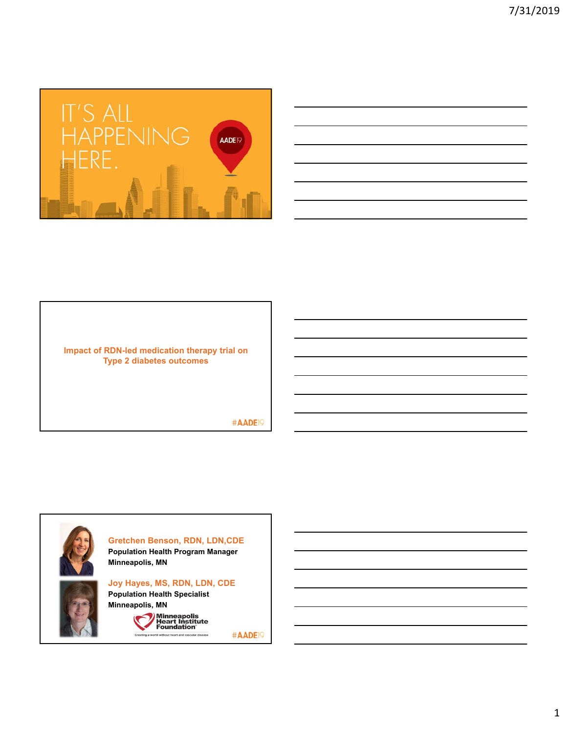IT'S ALL HAPPENING HERE.

AADE19

---

## Impact of RDN-led medication therapy trial on Type 2 diabetes outcomes

#AADE19

---

**Gretchen Benson, RDN, LDN,CDE**
**Population Health Program Manager**
**Minneapolis, MN**

**Joy Hayes, MS, RDN, LDN, CDE**
**Population Health Specialist**
**Minneapolis, MN**

Minneapolis Heart Institute Foundation
Creating a world without heart and vascular disease

#AADE19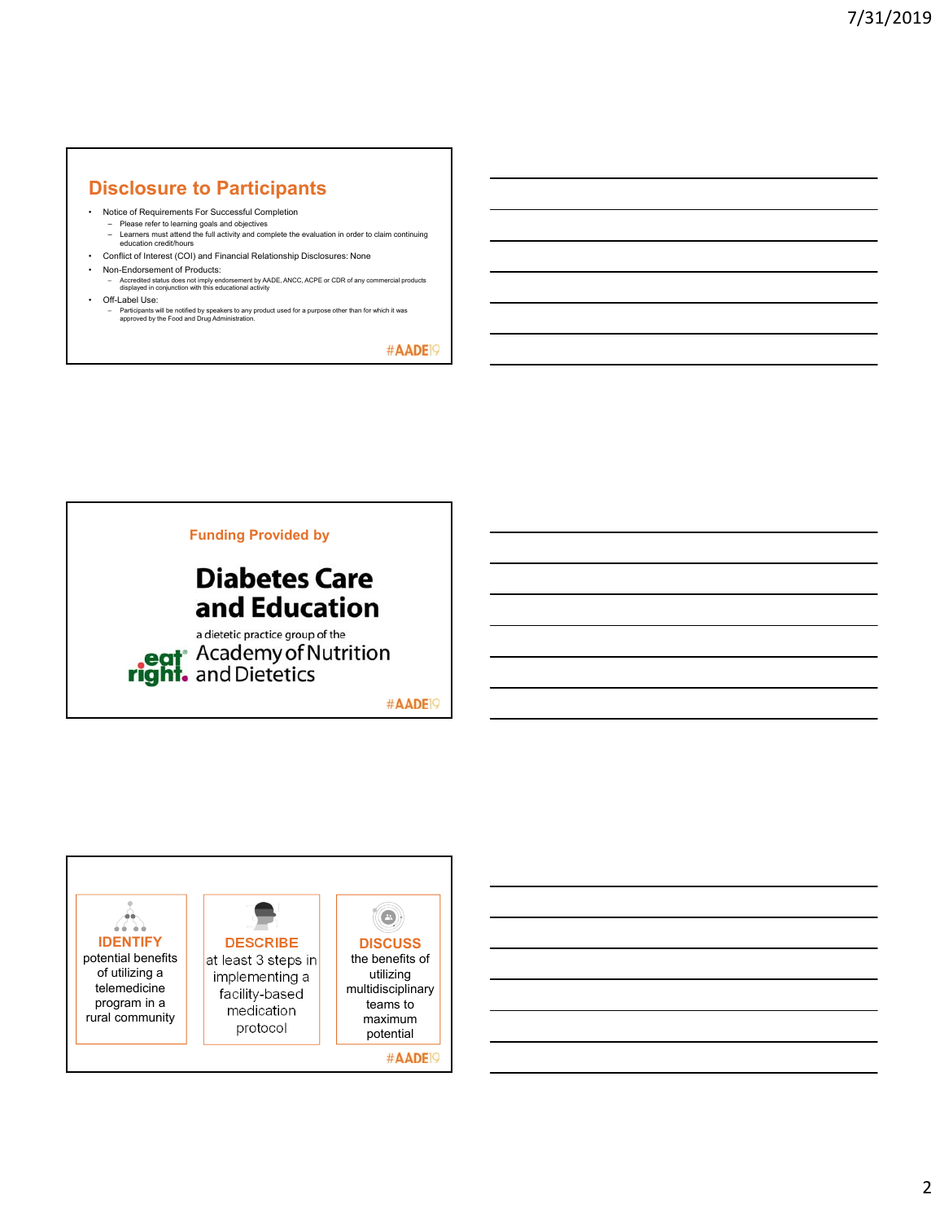## Disclosure to Participants

- Notice of Requirements For Successful Completion
  - Please refer to learning goals and objectives
  - Learners must attend the full activity and complete the evaluation in order to claim continuing education credit/hours
- Conflict of Interest (COI) and Financial Relationship Disclosures: None
- Non-Endorsement of Products:
  - Accredited status does not imply endorsement by AADE, ANCC, ACPE or CDR of any commercial products displayed in conjunction with this educational activity
- Off-Label Use:
  - Participants will be notified by speakers to any product used for a purpose other than for which it was approved by the Food and Drug Administration.

#AADE19

---

**Funding Provided by**

**Diabetes Care and Education**

a dietetic practice group of the

eat right. Academy of Nutrition and Dietetics

#AADE19

---

**IDENTIFY** potential benefits of utilizing a telemedicine program in a rural community

**DESCRIBE** at least 3 steps in implementing a facility-based medication protocol

**DISCUSS** the benefits of utilizing multidisciplinary teams to maximum potential

#AADE19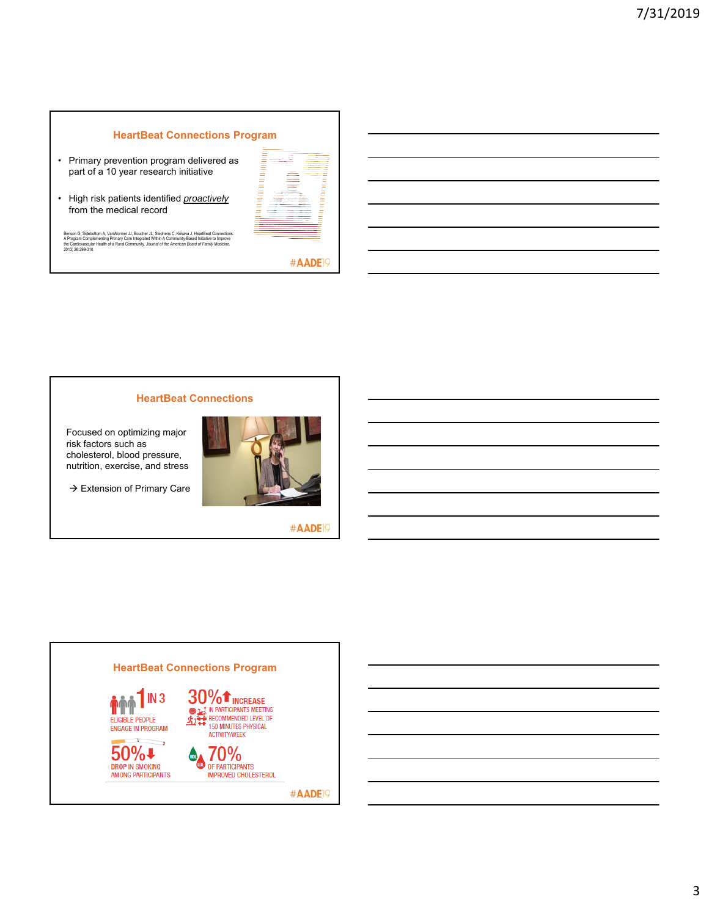## HeartBeat Connections Program

- Primary prevention program delivered as part of a 10 year research initiative
- High risk patients identified *proactively* from the medical record

Benson G, Sidebottom A, VanWormer JJ, Boucher JL, Stephens C, Krikava J. HeartBeat Connections: A Program Complementing Primary Care Integrated Within A Community-Based Initiative to Improve the Cardiovascular Health of a Rural Community. *Journal of the American Board of Family Medicine.* 2013; 26:299-310.

#AADE19

## HeartBeat Connections

Focused on optimizing major risk factors such as cholesterol, blood pressure, nutrition, exercise, and stress

→ Extension of Primary Care

#AADE19

## HeartBeat Connections Program

**1 IN 3** ELIGIBLE PEOPLE ENGAGE IN PROGRAM

**30%** INCREASE IN PARTICIPANTS MEETING RECOMMENDED LEVEL OF 150 MINUTES PHYSICAL ACTIVITY/WEEK

**50%** DROP IN SMOKING AMONG PARTICIPANTS

**70%** OF PARTICIPANTS IMPROVED CHOLESTEROL

#AADE19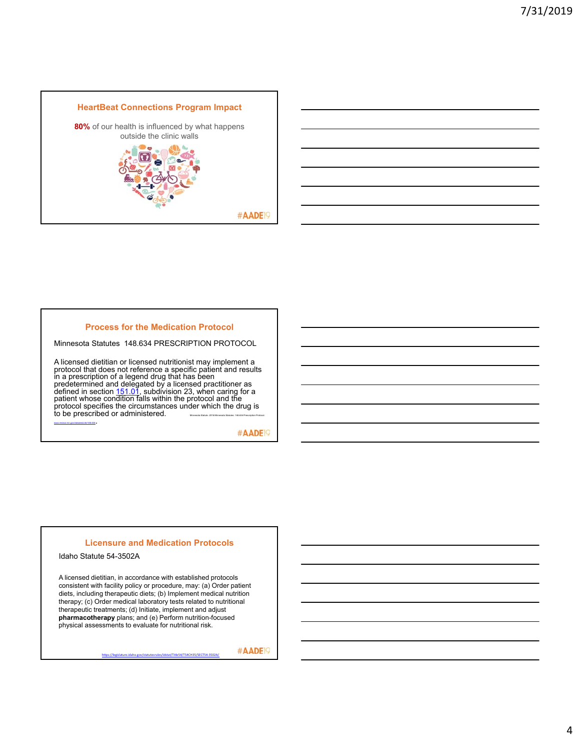## HeartBeat Connections Program Impact

**80%** of our health is influenced by what happens outside the clinic walls

#AADE19

## Process for the Medication Protocol

Minnesota Statutes 148.634 PRESCRIPTION PROTOCOL

A licensed dietitian or licensed nutritionist may implement a protocol that does not reference a specific patient and results in a prescription of a legend drug that has been predetermined and delegated by a licensed practitioner as defined in section 151.01, subdivision 23, when caring for a patient whose condition falls within the protocol and the protocol specifies the circumstances under which the drug is to be prescribed or administered.

Minnesota Statute. 2018 Minnesota Statutes: 148.634 Prescription Protocol.

www.revisor.mn.gov/statutes/cite/148.634

#AADE19

## Licensure and Medication Protocols

Idaho Statute 54-3502A

A licensed dietitian, in accordance with established protocols consistent with facility policy or procedure, may: (a) Order patient diets, including therapeutic diets; (b) Implement medical nutrition therapy; (c) Order medical laboratory tests related to nutritional therapeutic treatments; (d) Initiate, implement and adjust **pharmacotherapy** plans; and (e) Perform nutrition-focused physical assessments to evaluate for nutritional risk.

https://legislature.idaho.gov/statutesrules/idstat/Title54/T54CH35/SECT54-3502A/

#AADE19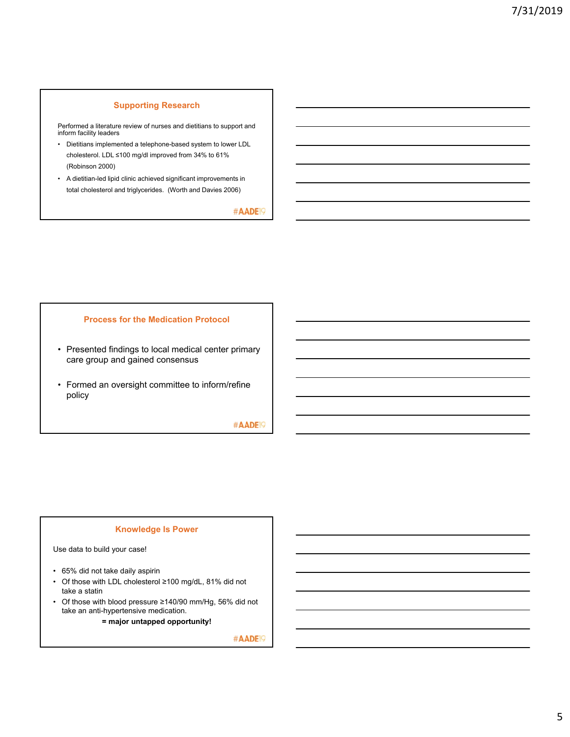## Supporting Research

Performed a literature review of nurses and dietitians to support and inform facility leaders

- Dietitians implemented a telephone-based system to lower LDL cholesterol. LDL ≤100 mg/dl improved from 34% to 61% (Robinson 2000)
- A dietitian-led lipid clinic achieved significant improvements in total cholesterol and triglycerides. (Worth and Davies 2006)

#AADE19

## Process for the Medication Protocol

- Presented findings to local medical center primary care group and gained consensus
- Formed an oversight committee to inform/refine policy

#AADE19

## Knowledge Is Power

Use data to build your case!

- 65% did not take daily aspirin
- Of those with LDL cholesterol ≥100 mg/dL, 81% did not take a statin
- Of those with blood pressure ≥140/90 mm/Hg, 56% did not take an anti-hypertensive medication.

**= major untapped opportunity!**

#AADE19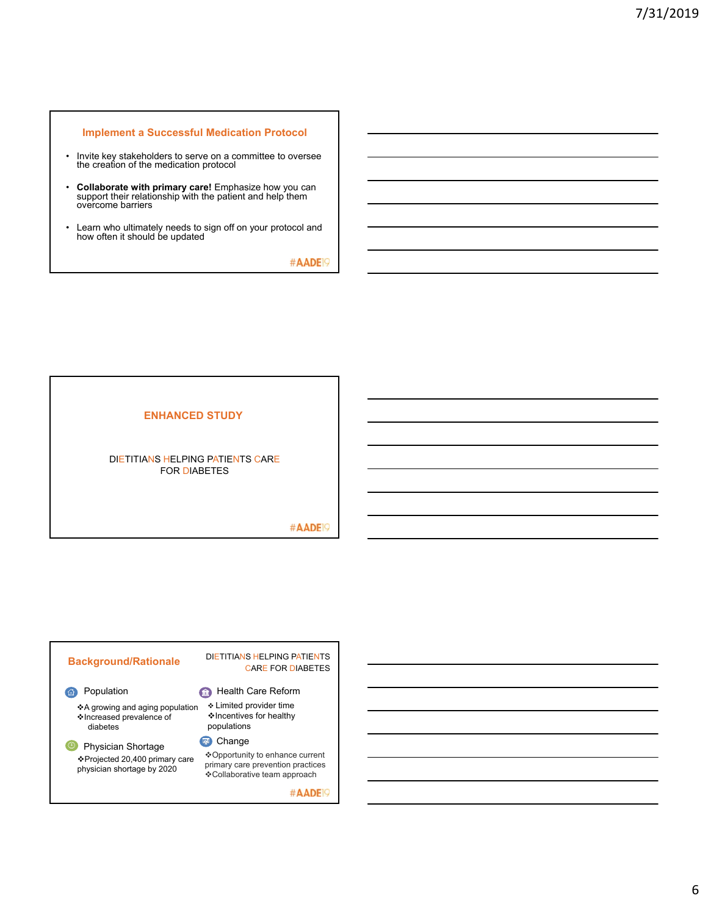## Implement a Successful Medication Protocol

- Invite key stakeholders to serve on a committee to oversee the creation of the medication protocol
- **Collaborate with primary care!** Emphasize how you can support their relationship with the patient and help them overcome barriers
- Learn who ultimately needs to sign off on your protocol and how often it should be updated

#AADE19

## ENHANCED STUDY

DIETITIANS HELPING PATIENTS CARE FOR DIABETES

#AADE19

## Background/Rationale

DIETITIANS HELPING PATIENTS CARE FOR DIABETES

**Population**

- A growing and aging population
- Increased prevalence of diabetes

**Physician Shortage**

- Projected 20,400 primary care physician shortage by 2020

**Health Care Reform**

- Limited provider time
- Incentives for healthy populations

**Change**

- Opportunity to enhance current primary care prevention practices
- Collaborative team approach

#AADE19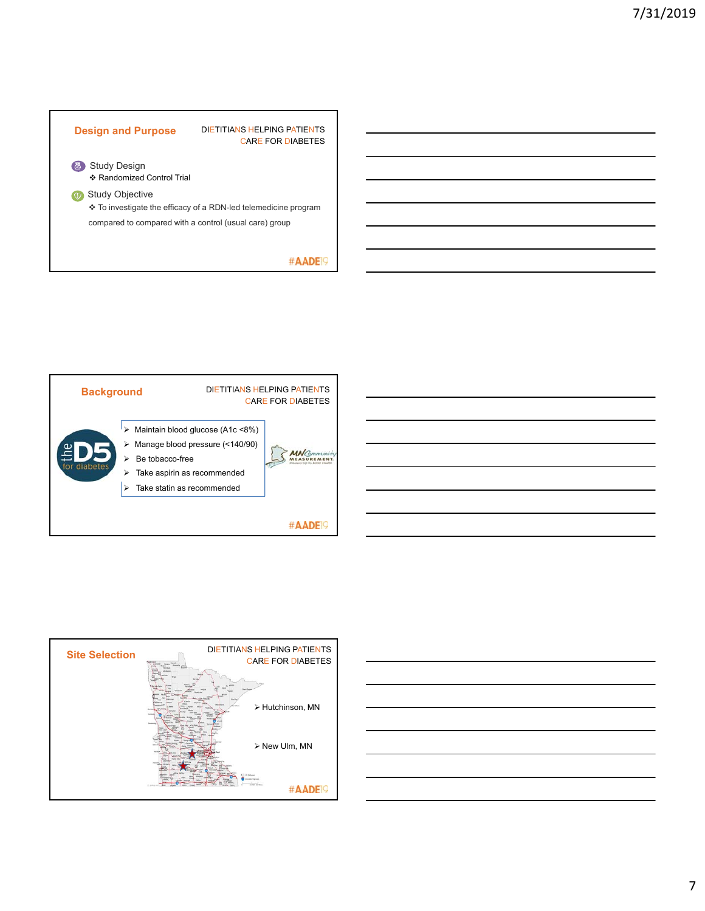## Design and Purpose

DIETITIANS HELPING PATIENTS CARE FOR DIABETES

**Study Design**

- Randomized Control Trial

**Study Objective**

- To investigate the efficacy of a RDN-led telemedicine program compared to compared with a control (usual care) group

#AADE19

## Background

DIETITIANS HELPING PATIENTS CARE FOR DIABETES

the D5 for diabetes

- Maintain blood glucose (A1c <8%)
- Manage blood pressure (<140/90)
- Be tobacco-free
- Take aspirin as recommended
- Take statin as recommended

MN Community MEASUREMENT

#AADE19

## Site Selection

DIETITIANS HELPING PATIENTS CARE FOR DIABETES

- Hutchinson, MN
- New Ulm, MN

#AADE19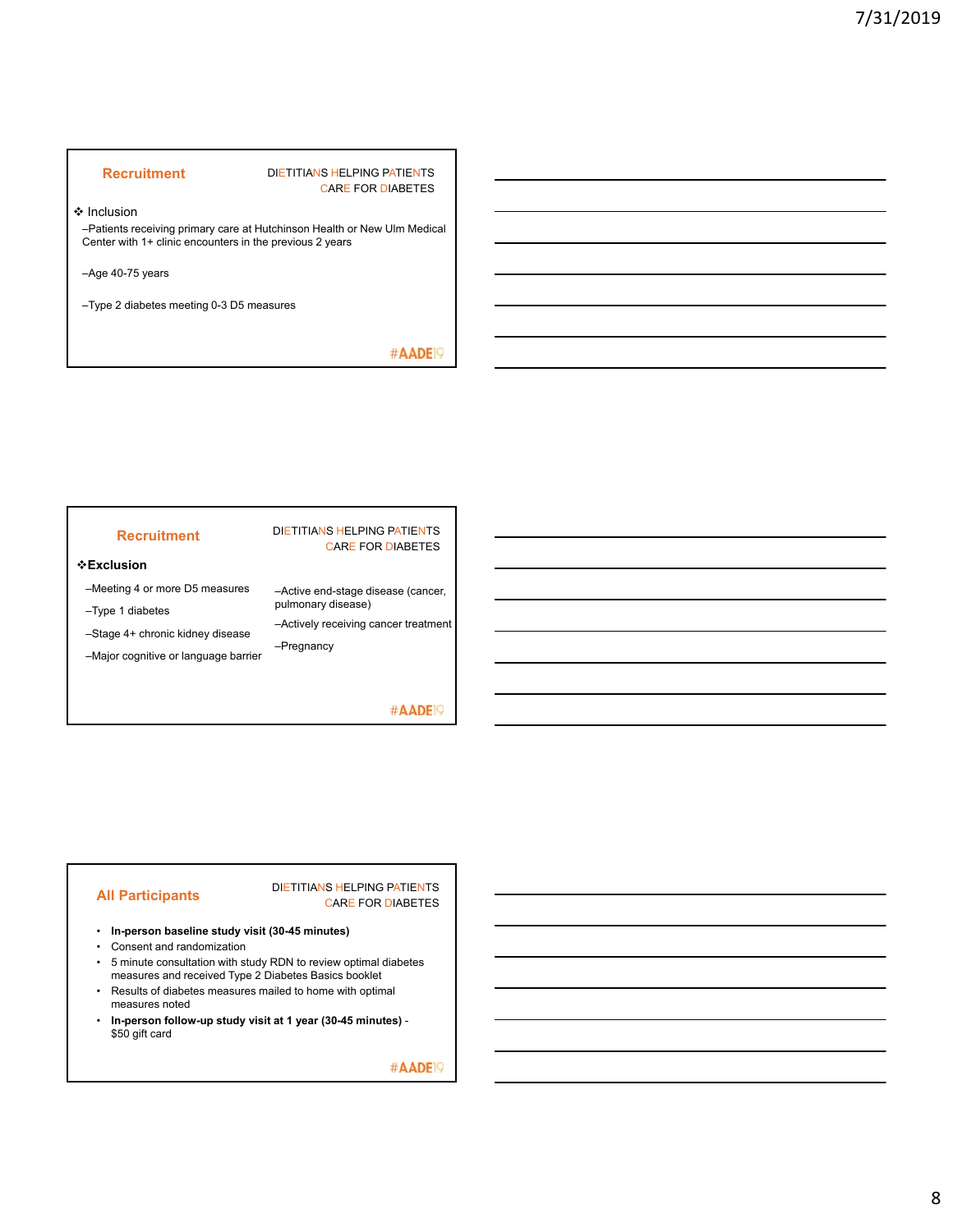## Recruitment

DIETITIANS HELPING PATIENTS CARE FOR DIABETES

❖ Inclusion

–Patients receiving primary care at Hutchinson Health or New Ulm Medical Center with 1+ clinic encounters in the previous 2 years

–Age 40-75 years

–Type 2 diabetes meeting 0-3 D5 measures

#AADE19

## Recruitment

DIETITIANS HELPING PATIENTS CARE FOR DIABETES

❖**Exclusion**

–Meeting 4 or more D5 measures

–Type 1 diabetes

–Stage 4+ chronic kidney disease

–Major cognitive or language barrier

–Active end-stage disease (cancer, pulmonary disease)

–Actively receiving cancer treatment

–Pregnancy

#AADE19

## All Participants

DIETITIANS HELPING PATIENTS CARE FOR DIABETES

- **In-person baseline study visit (30-45 minutes)**
- Consent and randomization
- 5 minute consultation with study RDN to review optimal diabetes measures and received Type 2 Diabetes Basics booklet
- Results of diabetes measures mailed to home with optimal measures noted
- **In-person follow-up study visit at 1 year (30-45 minutes)** - $50 gift card

#AADE19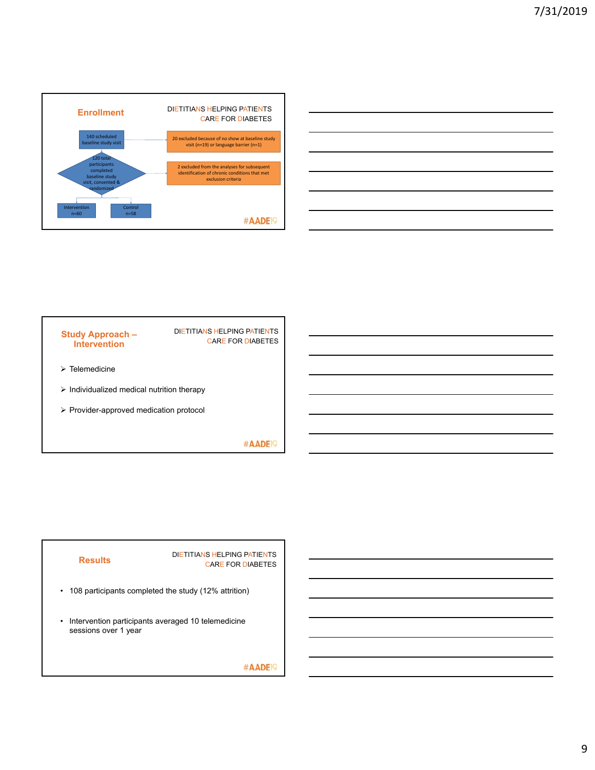## Enrollment

DIETITIANS HELPING PATIENTS CARE FOR DIABETES

140 scheduled baseline study visit

20 excluded because of no show at baseline study visit (n=19) or language barrier (n=1)

120 total participants completed baseline study visit, consented & randomized

2 excluded from the analyses for subsequent identification of chronic conditions that met exclusion criteria

Intervention n=60

Control n=58

#AADE19

## Study Approach – Intervention

DIETITIANS HELPING PATIENTS CARE FOR DIABETES

- Telemedicine
- Individualized medical nutrition therapy
- Provider-approved medication protocol

#AADE19

## Results

DIETITIANS HELPING PATIENTS CARE FOR DIABETES

- 108 participants completed the study (12% attrition)
- Intervention participants averaged 10 telemedicine sessions over 1 year

#AADE19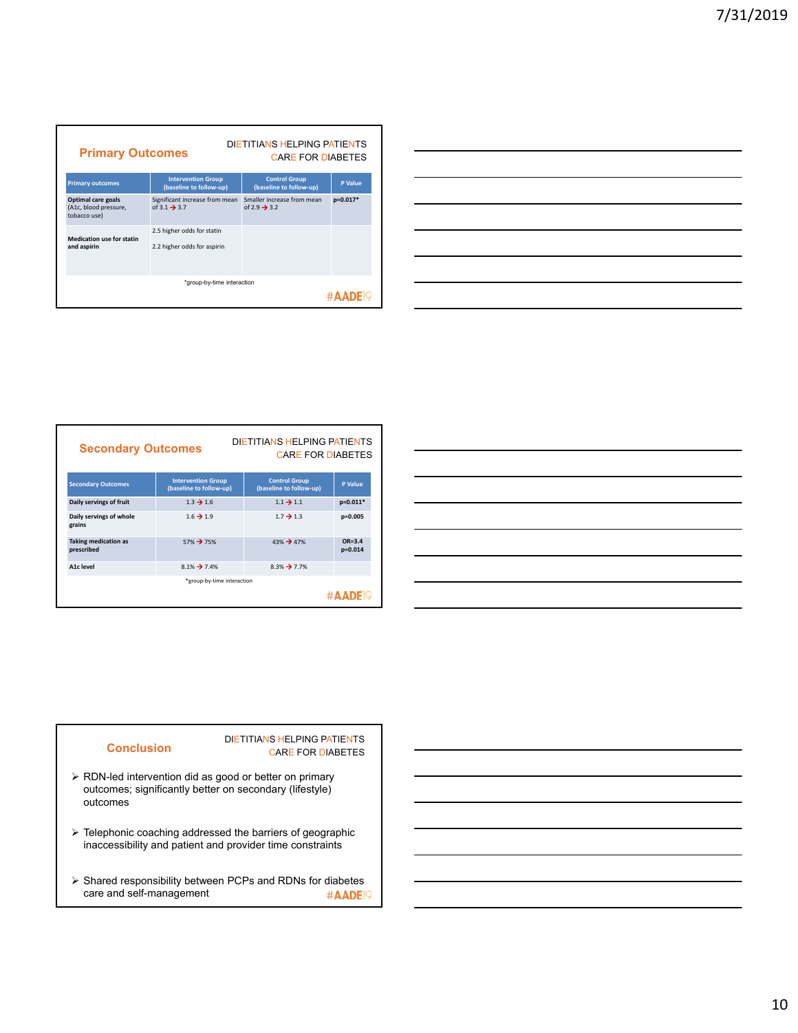## Primary Outcomes

DIETITIANS HELPING PATIENTS CARE FOR DIABETES

| Primary outcomes | Intervention Group (baseline to follow-up) | Control Group (baseline to follow-up) | P Value |
|---|---|---|---|
| **Optimal care goals** (A1c, blood pressure, tobacco use) | Significant increase from mean of 3.1 → 3.7 | Smaller increase from mean of 2.9 → 3.2 | **p=0.017*** |
| **Medication use for statin and aspirin** | 2.5 higher odds for statin<br>2.2 higher odds for aspirin | | |

*group-by-time interaction

#AADE19

## Secondary Outcomes

DIETITIANS HELPING PATIENTS CARE FOR DIABETES

| Secondary Outcomes | Intervention Group (baseline to follow-up) | Control Group (baseline to follow-up) | P Value |
|---|---|---|---|
| **Daily servings of fruit** | 1.3 → 1.6 | 1.1 → 1.1 | **p=0.011*** |
| **Daily servings of whole grains** | 1.6 → 1.9 | 1.7 → 1.3 | **p=0.005** |
| **Taking medication as prescribed** | 57% → 75% | 43% → 47% | **OR=3.4 p=0.014** |
| **A1c level** | 8.1% → 7.4% | 8.3% → 7.7% | |

*group-by-time interaction

#AADE19

## Conclusion

DIETITIANS HELPING PATIENTS CARE FOR DIABETES

- RDN-led intervention did as good or better on primary outcomes; significantly better on secondary (lifestyle) outcomes
- Telephonic coaching addressed the barriers of geographic inaccessibility and patient and provider time constraints
- Shared responsibility between PCPs and RDNs for diabetes care and self-management

#AADE19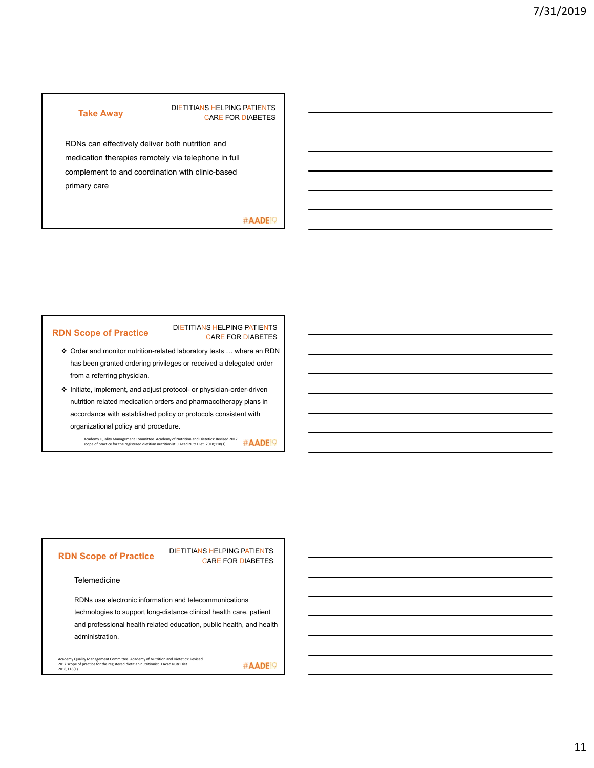## Take Away

DIETITIANS HELPING PATIENTS CARE FOR DIABETES

RDNs can effectively deliver both nutrition and medication therapies remotely via telephone in full complement to and coordination with clinic-based primary care

#AADE19

## RDN Scope of Practice

DIETITIANS HELPING PATIENTS CARE FOR DIABETES

- Order and monitor nutrition-related laboratory tests … where an RDN has been granted ordering privileges or received a delegated order from a referring physician.
- Initiate, implement, and adjust protocol- or physician-order-driven nutrition related medication orders and pharmacotherapy plans in accordance with established policy or protocols consistent with organizational policy and procedure.

Academy Quality Management Committee. Academy of Nutrition and Dietetics: Revised 2017 scope of practice for the registered dietitian nutritionist. J Acad Nutr Diet. 2018;118(1).

#AADE19

## RDN Scope of Practice

DIETITIANS HELPING PATIENTS CARE FOR DIABETES

Telemedicine

RDNs use electronic information and telecommunications technologies to support long-distance clinical health care, patient and professional health related education, public health, and health administration.

Academy Quality Management Committee. Academy of Nutrition and Dietetics: Revised 2017 scope of practice for the registered dietitian nutritionist. J Acad Nutr Diet. 2018;118(1).

#AADE19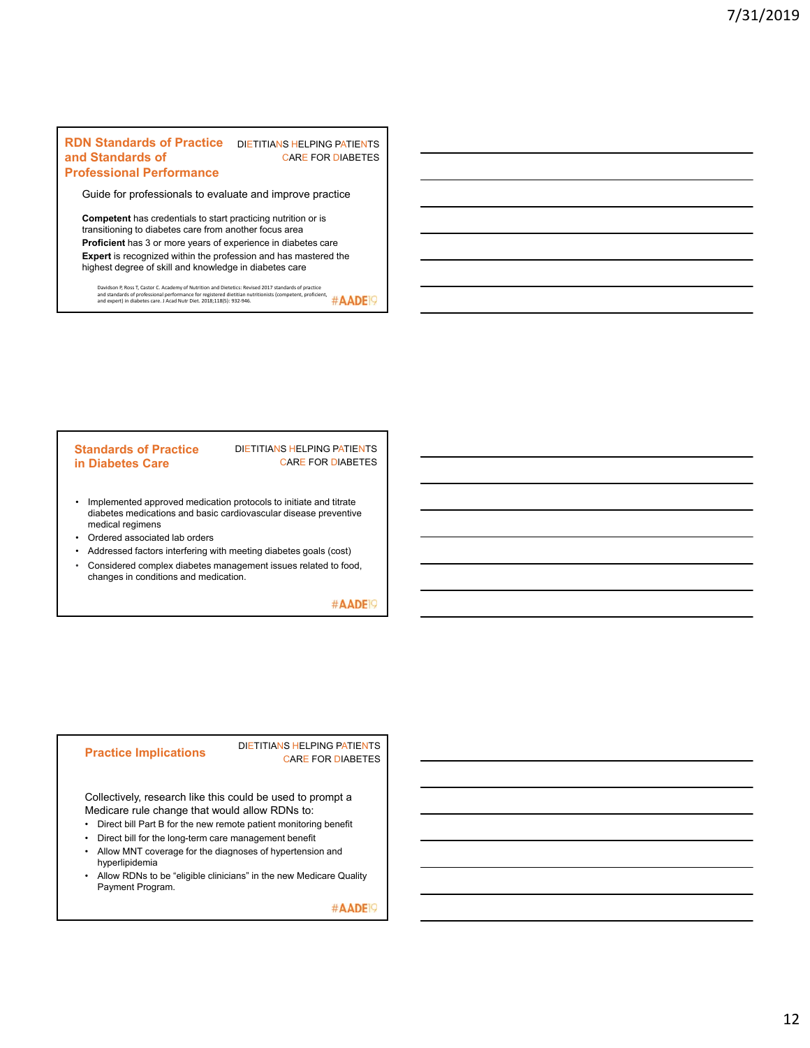## RDN Standards of Practice and Standards of Professional Performance

DIETITIANS HELPING PATIENTS CARE FOR DIABETES

Guide for professionals to evaluate and improve practice

**Competent** has credentials to start practicing nutrition or is transitioning to diabetes care from another focus area

**Proficient** has 3 or more years of experience in diabetes care

**Expert** is recognized within the profession and has mastered the highest degree of skill and knowledge in diabetes care

Davidson P, Ross T, Castor C. Academy of Nutrition and Dietetics: Revised 2017 standards of practice and standards of professional performance for registered dietitian nutritionists (competent, proficient, and expert) in diabetes care. J Acad Nutr Diet. 2018;118(5): 932-946.

#AADE19

## Standards of Practice in Diabetes Care

DIETITIANS HELPING PATIENTS CARE FOR DIABETES

- Implemented approved medication protocols to initiate and titrate diabetes medications and basic cardiovascular disease preventive medical regimens
- Ordered associated lab orders
- Addressed factors interfering with meeting diabetes goals (cost)
- Considered complex diabetes management issues related to food, changes in conditions and medication.

#AADE19

## Practice Implications

DIETITIANS HELPING PATIENTS CARE FOR DIABETES

Collectively, research like this could be used to prompt a Medicare rule change that would allow RDNs to:

- Direct bill Part B for the new remote patient monitoring benefit
- Direct bill for the long-term care management benefit
- Allow MNT coverage for the diagnoses of hypertension and hyperlipidemia
- Allow RDNs to be "eligible clinicians" in the new Medicare Quality Payment Program.

#AADE19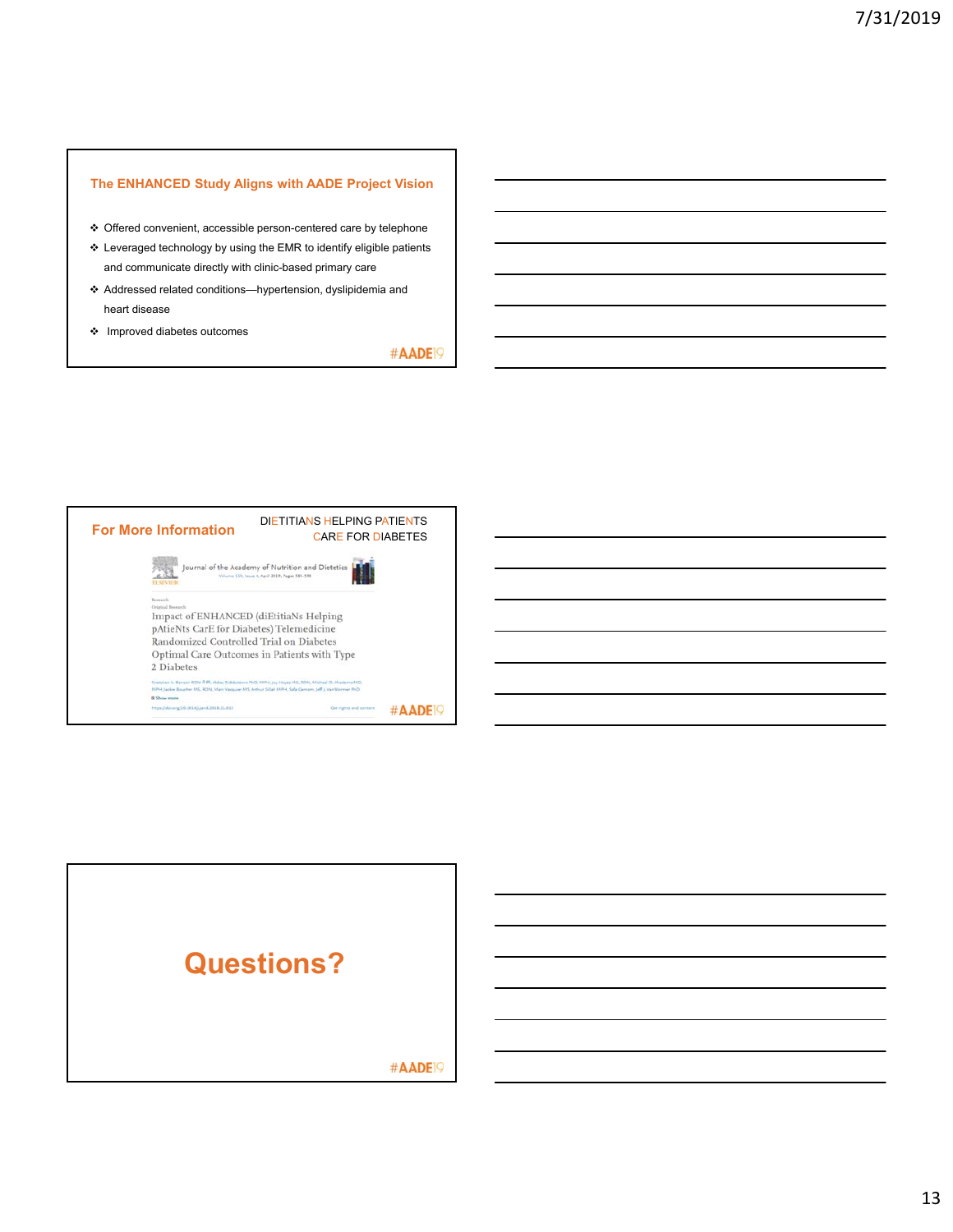## The ENHANCED Study Aligns with AADE Project Vision

- Offered convenient, accessible person-centered care by telephone
- Leveraged technology by using the EMR to identify eligible patients and communicate directly with clinic-based primary care
- Addressed related conditions—hypertension, dyslipidemia and heart disease
- Improved diabetes outcomes

#AADE19

## For More Information

DIETITIANS HELPING PATIENTS CARE FOR DIABETES

Journal of the Academy of Nutrition and Dietetics

Volume 119, Issue 4, April 2019, Pages 585-598

Research

Original Research

Impact of ENHANCED (diEtitiaNs Helping pAtieNts CarE for Diabetes) Telemedicine Randomized Controlled Trial on Diabetes Optimal Care Outcomes in Patients with Type 2 Diabetes

#AADE19

## Questions?

#AADE19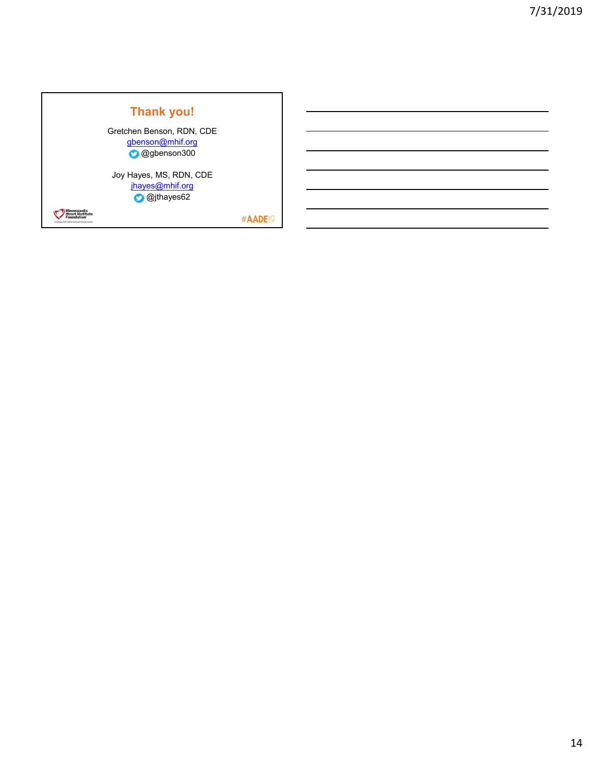## Thank you!

Gretchen Benson, RDN, CDE
gbenson@mhif.org
@gbenson300

Joy Hayes, MS, RDN, CDE
jhayes@mhif.org
@jthayes62

Minneapolis Heart Institute Foundation

#AADE19